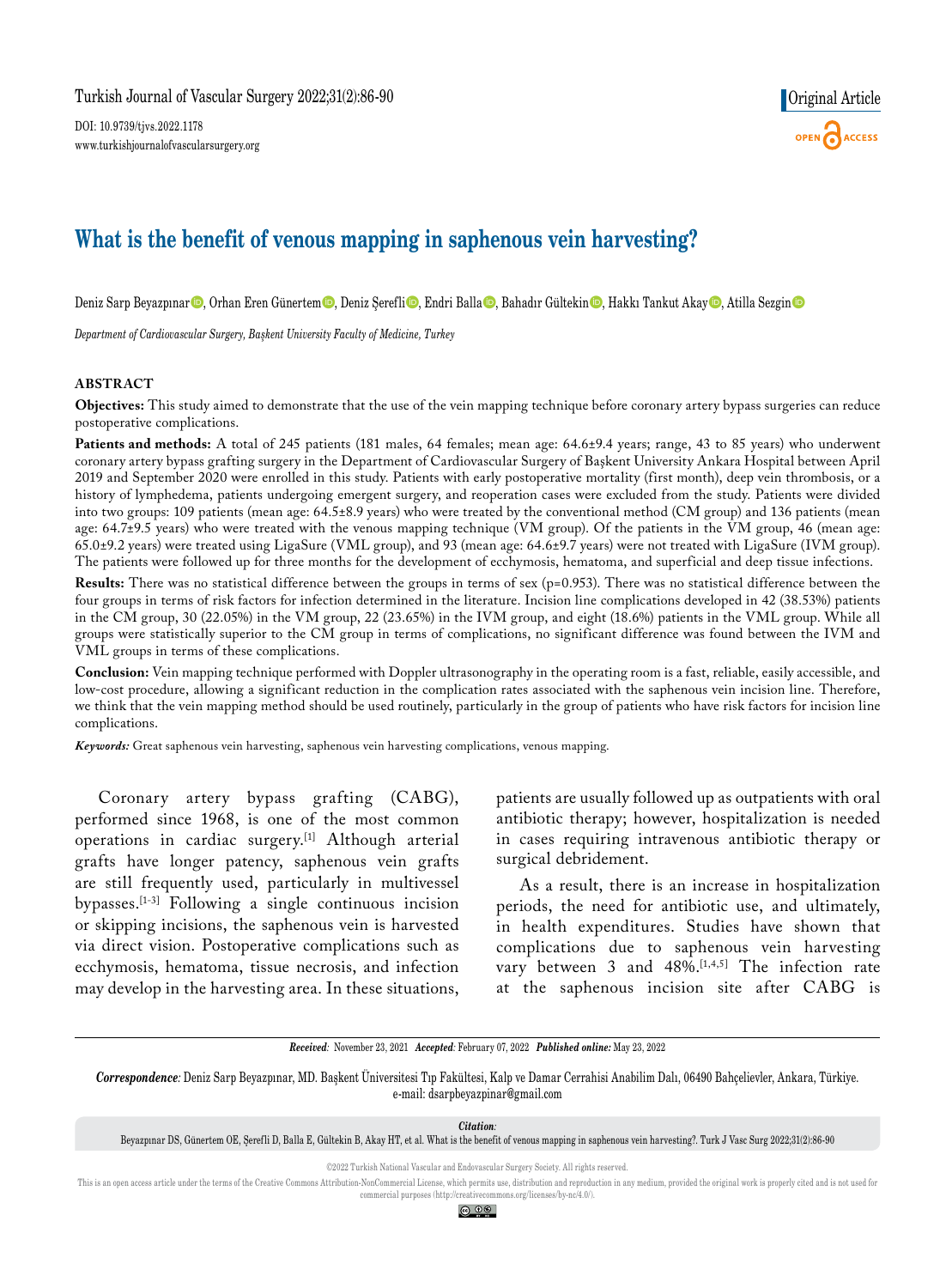Original Article

# What is the benefit of venous mapping in saphenous vein harvesting?

Deniz Sarp Beyazpınar, Orhan Eren Günertem, Deniz Şerefli, Endri Balla, Bahadır Gültekin, Hakkı Tankut Akay, Atilla Sezgin

*Department of Cardiovascular Surgery, Başkent University Faculty of Medicine, Turkey*

## ABSTRACT

**Objectives:** This study aimed to demonstrate that the use of the vein mapping technique before coronary artery bypass surgeries can reduce postoperative complications.

**Patients and methods:** A total of 245 patients (181 males, 64 females; mean age: 64.6±9.4 years; range, 43 to 85 years) who underwent coronary artery bypass grafting surgery in the Department of Cardiovascular Surgery of Başkent University Ankara Hospital between April 2019 and September 2020 were enrolled in this study. Patients with early postoperative mortality (first month), deep vein thrombosis, or a history of lymphedema, patients undergoing emergent surgery, and reoperation cases were excluded from the study. Patients were divided into two groups: 109 patients (mean age: 64.5±8.9 years) who were treated by the conventional method (CM group) and 136 patients (mean age: 64.7±9.5 years) who were treated with the venous mapping technique (VM group). Of the patients in the VM group, 46 (mean age: 65.0±9.2 years) were treated using LigaSure (VML group), and 93 (mean age: 64.6±9.7 years) were not treated with LigaSure (IVM group). The patients were followed up for three months for the development of ecchymosis, hematoma, and superficial and deep tissue infections.

**Results:** There was no statistical difference between the groups in terms of sex (p=0.953). There was no statistical difference between the four groups in terms of risk factors for infection determined in the literature. Incision line complications developed in 42 (38.53%) patients in the CM group, 30 (22.05%) in the VM group, 22 (23.65%) in the IVM group, and eight (18.6%) patients in the VML group. While all groups were statistically superior to the CM group in terms of complications, no significant difference was found between the IVM and VML groups in terms of these complications.

**Conclusion:** Vein mapping technique performed with Doppler ultrasonography in the operating room is a fast, reliable, easily accessible, and low-cost procedure, allowing a significant reduction in the complication rates associated with the saphenous vein incision line. Therefore, we think that the vein mapping method should be used routinely, particularly in the group of patients who have risk factors for incision line complications.

*Keywords:* Great saphenous vein harvesting, saphenous vein harvesting complications, venous mapping.

Coronary artery bypass grafting (CABG), performed since 1968, is one of the most common operations in cardiac surgery.[1] Although arterial grafts have longer patency, saphenous vein grafts are still frequently used, particularly in multivessel bypasses.[1-3] Following a single continuous incision or skipping incisions, the saphenous vein is harvested via direct vision. Postoperative complications such as ecchymosis, hematoma, tissue necrosis, and infection may develop in the harvesting area. In these situations, patients are usually followed up as outpatients with oral antibiotic therapy; however, hospitalization is needed in cases requiring intravenous antibiotic therapy or surgical debridement.

As a result, there is an increase in hospitalization periods, the need for antibiotic use, and ultimately, in health expenditures. Studies have shown that complications due to saphenous vein harvesting vary between 3 and 48%.[1,4,5] The infection rate at the saphenous incision site after CABG is

*Received:* November 23, 2021 *Accepted:* February 07, 2022 *Published online:* May 23, 2022

*Correspondence:* Deniz Sarp Beyazpınar, MD. Başkent Üniversitesi Tıp Fakültesi, Kalp ve Damar Cerrahisi Anabilim Dalı, 06490 Bahçelievler, Ankara, Türkiye. e-mail: dsarpbeyazpinar@gmail.com

*Citation:* Beyazpınar DS, Günertem OE, Şerefli D, Balla E, Gültekin B, Akay HT, et al. What is the benefit of venous mapping in saphenous vein harvesting?. Turk J Vasc Surg 2022;31(2):86-90

©2022 Turkish National Vascular and Endovascular Surgery Society. All rights reserved.

This is an open access article under the terms of the Creative Commons Attribution-NonCommercial License, which permits use, distribution and reproduction in any medium, provided the original work is properly cited and is not used for commercial purposes (http://creativecommons.org/licenses/by-nc/4.0/).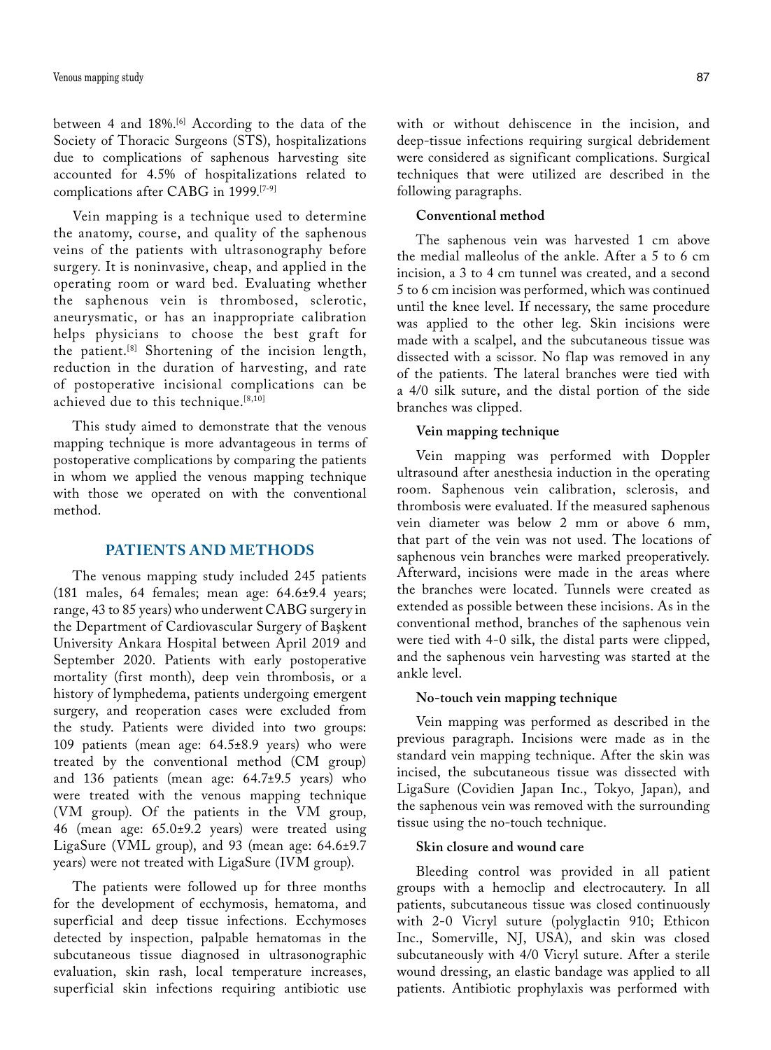between 4 and 18%.[6] According to the data of the Society of Thoracic Surgeons (STS), hospitalizations due to complications of saphenous harvesting site accounted for 4.5% of hospitalizations related to complications after CABG in 1999.[7-9]

Vein mapping is a technique used to determine the anatomy, course, and quality of the saphenous veins of the patients with ultrasonography before surgery. It is noninvasive, cheap, and applied in the operating room or ward bed. Evaluating whether the saphenous vein is thrombosed, sclerotic, aneurysmatic, or has an inappropriate calibration helps physicians to choose the best graft for the patient.[8] Shortening of the incision length, reduction in the duration of harvesting, and rate of postoperative incisional complications can be achieved due to this technique.[8,10]

This study aimed to demonstrate that the venous mapping technique is more advantageous in terms of postoperative complications by comparing the patients in whom we applied the venous mapping technique with those we operated on with the conventional method.

## PATIENTS AND METHODS

The venous mapping study included 245 patients (181 males, 64 females; mean age: 64.6±9.4 years; range, 43 to 85 years) who underwent CABG surgery in the Department of Cardiovascular Surgery of Başkent University Ankara Hospital between April 2019 and September 2020. Patients with early postoperative mortality (first month), deep vein thrombosis, or a history of lymphedema, patients undergoing emergent surgery, and reoperation cases were excluded from the study. Patients were divided into two groups: 109 patients (mean age: 64.5±8.9 years) who were treated by the conventional method (CM group) and 136 patients (mean age: 64.7±9.5 years) who were treated with the venous mapping technique (VM group). Of the patients in the VM group, 46 (mean age: 65.0±9.2 years) were treated using LigaSure (VML group), and 93 (mean age: 64.6±9.7 years) were not treated with LigaSure (IVM group).

The patients were followed up for three months for the development of ecchymosis, hematoma, and superficial and deep tissue infections. Ecchymoses detected by inspection, palpable hematomas in the subcutaneous tissue diagnosed in ultrasonographic evaluation, skin rash, local temperature increases, superficial skin infections requiring antibiotic use with or without dehiscence in the incision, and deep-tissue infections requiring surgical debridement were considered as significant complications. Surgical techniques that were utilized are described in the following paragraphs.

### Conventional method

The saphenous vein was harvested 1 cm above the medial malleolus of the ankle. After a 5 to 6 cm incision, a 3 to 4 cm tunnel was created, and a second 5 to 6 cm incision was performed, which was continued until the knee level. If necessary, the same procedure was applied to the other leg. Skin incisions were made with a scalpel, and the subcutaneous tissue was dissected with a scissor. No flap was removed in any of the patients. The lateral branches were tied with a 4/0 silk suture, and the distal portion of the side branches was clipped.

### Vein mapping technique

Vein mapping was performed with Doppler ultrasound after anesthesia induction in the operating room. Saphenous vein calibration, sclerosis, and thrombosis were evaluated. If the measured saphenous vein diameter was below 2 mm or above 6 mm, that part of the vein was not used. The locations of saphenous vein branches were marked preoperatively. Afterward, incisions were made in the areas where the branches were located. Tunnels were created as extended as possible between these incisions. As in the conventional method, branches of the saphenous vein were tied with 4-0 silk, the distal parts were clipped, and the saphenous vein harvesting was started at the ankle level.

### No-touch vein mapping technique

Vein mapping was performed as described in the previous paragraph. Incisions were made as in the standard vein mapping technique. After the skin was incised, the subcutaneous tissue was dissected with LigaSure (Covidien Japan Inc., Tokyo, Japan), and the saphenous vein was removed with the surrounding tissue using the no-touch technique.

### Skin closure and wound care

Bleeding control was provided in all patient groups with a hemoclip and electrocautery. In all patients, subcutaneous tissue was closed continuously with 2-0 Vicryl suture (polyglactin 910; Ethicon Inc., Somerville, NJ, USA), and skin was closed subcutaneously with 4/0 Vicryl suture. After a sterile wound dressing, an elastic bandage was applied to all patients. Antibiotic prophylaxis was performed with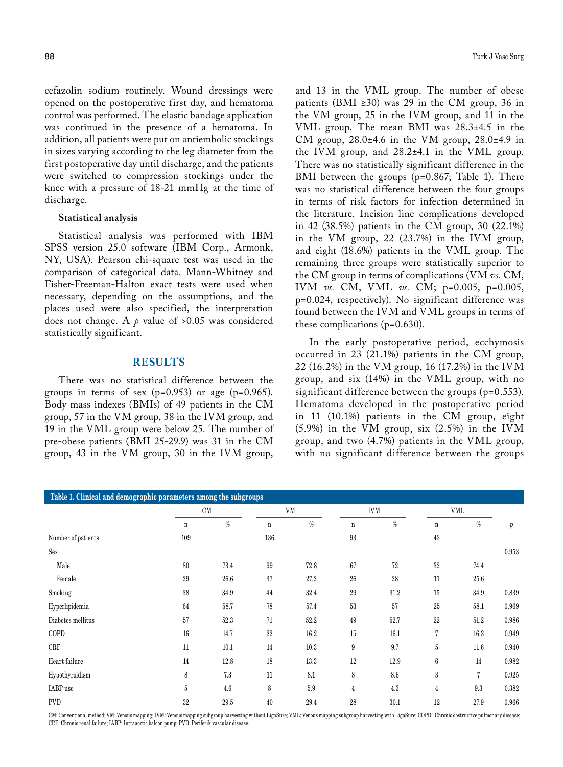cefazolin sodium routinely. Wound dressings were opened on the postoperative first day, and hematoma control was performed. The elastic bandage application was continued in the presence of a hematoma. In addition, all patients were put on antiembolic stockings in sizes varying according to the leg diameter from the first postoperative day until discharge, and the patients were switched to compression stockings under the knee with a pressure of 18-21 mmHg at the time of discharge.

**Statistical analysis**

Statistical analysis was performed with IBM SPSS version 25.0 software (IBM Corp., Armonk, NY, USA). Pearson chi-square test was used in the comparison of categorical data. Mann-Whitney and Fisher-Freeman-Halton exact tests were used when necessary, depending on the assumptions, and the places used were also specified, the interpretation does not change. A *p* value of >0.05 was considered statistically significant.

## RESULTS

There was no statistical difference between the groups in terms of sex (p=0.953) or age (p=0.965). Body mass indexes (BMIs) of 49 patients in the CM group, 57 in the VM group, 38 in the IVM group, and 19 in the VML group were below 25. The number of pre-obese patients (BMI 25-29.9) was 31 in the CM group, 43 in the VM group, 30 in the IVM group, and 13 in the VML group. The number of obese patients (BMI ≥30) was 29 in the CM group, 36 in the VM group, 25 in the IVM group, and 11 in the VML group. The mean BMI was 28.3±4.5 in the CM group, 28.0±4.6 in the VM group, 28.0±4.9 in the IVM group, and 28.2±4.1 in the VML group. There was no statistically significant difference in the BMI between the groups (p=0.867; Table 1). There was no statistical difference between the four groups in terms of risk factors for infection determined in the literature. Incision line complications developed in 42 (38.5%) patients in the CM group, 30 (22.1%) in the VM group, 22 (23.7%) in the IVM group, and eight (18.6%) patients in the VML group. The remaining three groups were statistically superior to the CM group in terms of complications (VM *vs.* CM, IVM *vs.* CM, VML *vs.* CM; p=0.005, p=0.005, p=0.024, respectively). No significant difference was found between the IVM and VML groups in terms of these complications (p=0.630).

In the early postoperative period, ecchymosis occurred in 23 (21.1%) patients in the CM group, 22 (16.2%) in the VM group, 16 (17.2%) in the IVM group, and six (14%) in the VML group, with no significant difference between the groups (p=0.553). Hematoma developed in the postoperative period in 11 (10.1%) patients in the CM group, eight (5.9%) in the VM group, six (2.5%) in the IVM group, and two (4.7%) patients in the VML group, with no significant difference between the groups

**Table 1. Clinical and demographic parameters among the subgroups**

| | CM | | VM | | IVM | | VML | | |
|---|---|---|---|---|---|---|---|---|---|
| | n | % | n | % | n | % | n | % | *p* |
| Number of patients | 109 | | 136 | | 93 | | 43 | | |
| Sex | | | | | | | | | 0.953 |
| Male | 80 | 73.4 | 99 | 72.8 | 67 | 72 | 32 | 74.4 | |
| Female | 29 | 26.6 | 37 | 27.2 | 26 | 28 | 11 | 25.6 | |
| Smoking | 38 | 34.9 | 44 | 32.4 | 29 | 31.2 | 15 | 34.9 | 0.839 |
| Hyperlipidemia | 64 | 58.7 | 78 | 57.4 | 53 | 57 | 25 | 58.1 | 0.969 |
| Diabetes mellitus | 57 | 52.3 | 71 | 52.2 | 49 | 52.7 | 22 | 51.2 | 0.986 |
| COPD | 16 | 14.7 | 22 | 16.2 | 15 | 16.1 | 7 | 16.3 | 0.949 |
| CRF | 11 | 10.1 | 14 | 10.3 | 9 | 9.7 | 5 | 11.6 | 0.940 |
| Heart failure | 14 | 12.8 | 18 | 13.3 | 12 | 12.9 | 6 | 14 | 0.982 |
| Hypothyroidism | 8 | 7.3 | 11 | 8.1 | 8 | 8.6 | 3 | 7 | 0.925 |
| IABP use | 5 | 4.6 | 8 | 5.9 | 4 | 4.3 | 4 | 9.3 | 0.382 |
| PVD | 32 | 29.5 | 40 | 29.4 | 28 | 30.1 | 12 | 27.9 | 0.966 |

CM: Conventional method; VM: Venous mapping; IVM: Venous mapping subgroup harvesting without LigaSure; VML: Venous mapping subgroup harvesting with LigaSure; COPD: Chronic obstructive pulmonary disease; CRF: Chronic renal failure; IABP: Intraaortic baloon pump; PVD: Periferik vascular disease.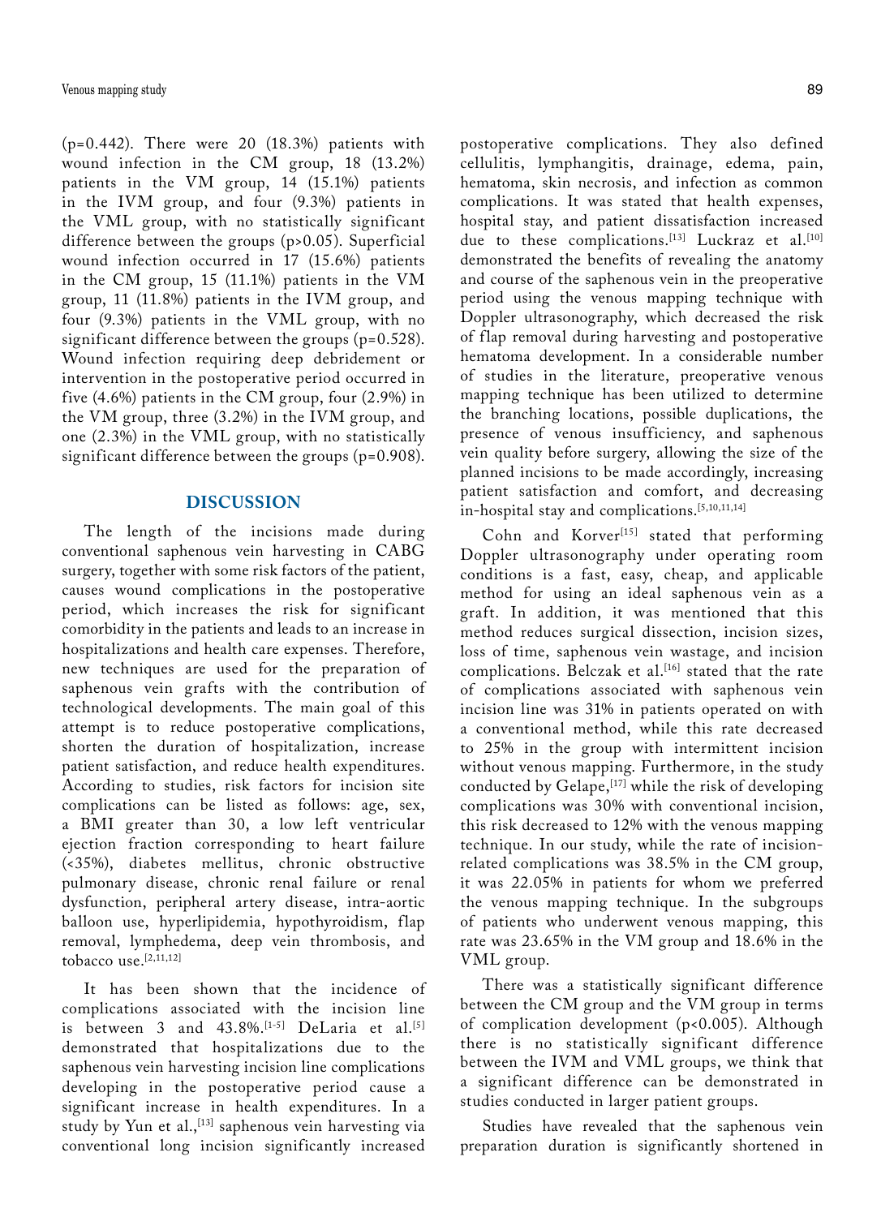(p=0.442). There were 20 (18.3%) patients with wound infection in the CM group, 18 (13.2%) patients in the VM group, 14 (15.1%) patients in the IVM group, and four (9.3%) patients in the VML group, with no statistically significant difference between the groups (p>0.05). Superficial wound infection occurred in 17 (15.6%) patients in the CM group, 15 (11.1%) patients in the VM group, 11 (11.8%) patients in the IVM group, and four (9.3%) patients in the VML group, with no significant difference between the groups (p=0.528). Wound infection requiring deep debridement or intervention in the postoperative period occurred in five (4.6%) patients in the CM group, four (2.9%) in the VM group, three (3.2%) in the IVM group, and one (2.3%) in the VML group, with no statistically significant difference between the groups (p=0.908).

## DISCUSSION

The length of the incisions made during conventional saphenous vein harvesting in CABG surgery, together with some risk factors of the patient, causes wound complications in the postoperative period, which increases the risk for significant comorbidity in the patients and leads to an increase in hospitalizations and health care expenses. Therefore, new techniques are used for the preparation of saphenous vein grafts with the contribution of technological developments. The main goal of this attempt is to reduce postoperative complications, shorten the duration of hospitalization, increase patient satisfaction, and reduce health expenditures. According to studies, risk factors for incision site complications can be listed as follows: age, sex, a BMI greater than 30, a low left ventricular ejection fraction corresponding to heart failure (<35%), diabetes mellitus, chronic obstructive pulmonary disease, chronic renal failure or renal dysfunction, peripheral artery disease, intra-aortic balloon use, hyperlipidemia, hypothyroidism, flap removal, lymphedema, deep vein thrombosis, and tobacco use.[2,11,12]

It has been shown that the incidence of complications associated with the incision line is between 3 and 43.8%.[1-5] DeLaria et al.[5] demonstrated that hospitalizations due to the saphenous vein harvesting incision line complications developing in the postoperative period cause a significant increase in health expenditures. In a study by Yun et al.,[13] saphenous vein harvesting via conventional long incision significantly increased postoperative complications. They also defined cellulitis, lymphangitis, drainage, edema, pain, hematoma, skin necrosis, and infection as common complications. It was stated that health expenses, hospital stay, and patient dissatisfaction increased due to these complications.[13] Luckraz et al.[10] demonstrated the benefits of revealing the anatomy and course of the saphenous vein in the preoperative period using the venous mapping technique with Doppler ultrasonography, which decreased the risk of flap removal during harvesting and postoperative hematoma development. In a considerable number of studies in the literature, preoperative venous mapping technique has been utilized to determine the branching locations, possible duplications, the presence of venous insufficiency, and saphenous vein quality before surgery, allowing the size of the planned incisions to be made accordingly, increasing patient satisfaction and comfort, and decreasing in-hospital stay and complications.[5,10,11,14]

Cohn and Korver[15] stated that performing Doppler ultrasonography under operating room conditions is a fast, easy, cheap, and applicable method for using an ideal saphenous vein as a graft. In addition, it was mentioned that this method reduces surgical dissection, incision sizes, loss of time, saphenous vein wastage, and incision complications. Belczak et al.[16] stated that the rate of complications associated with saphenous vein incision line was 31% in patients operated on with a conventional method, while this rate decreased to 25% in the group with intermittent incision without venous mapping. Furthermore, in the study conducted by Gelape,[17] while the risk of developing complications was 30% with conventional incision, this risk decreased to 12% with the venous mapping technique. In our study, while the rate of incision-related complications was 38.5% in the CM group, it was 22.05% in patients for whom we preferred the venous mapping technique. In the subgroups of patients who underwent venous mapping, this rate was 23.65% in the VM group and 18.6% in the VML group.

There was a statistically significant difference between the CM group and the VM group in terms of complication development (p<0.005). Although there is no statistically significant difference between the IVM and VML groups, we think that a significant difference can be demonstrated in studies conducted in larger patient groups.

Studies have revealed that the saphenous vein preparation duration is significantly shortened in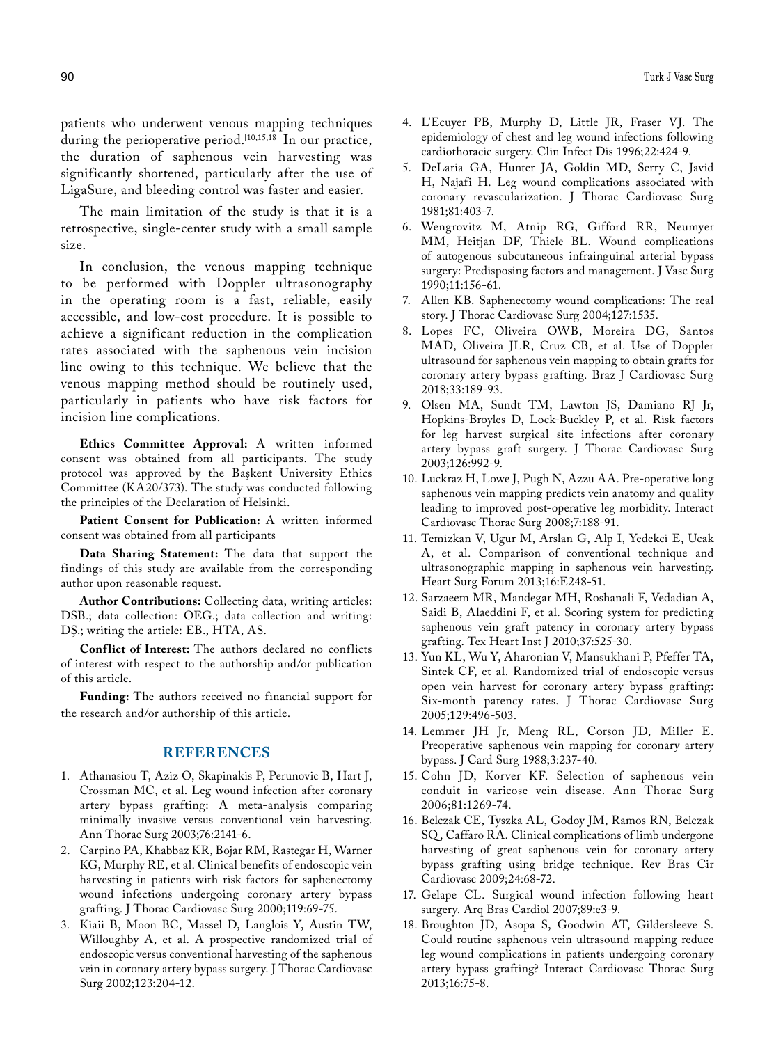patients who underwent venous mapping techniques during the perioperative period.[10,15,18] In our practice, the duration of saphenous vein harvesting was significantly shortened, particularly after the use of LigaSure, and bleeding control was faster and easier.

The main limitation of the study is that it is a retrospective, single-center study with a small sample size.

In conclusion, the venous mapping technique to be performed with Doppler ultrasonography in the operating room is a fast, reliable, easily accessible, and low-cost procedure. It is possible to achieve a significant reduction in the complication rates associated with the saphenous vein incision line owing to this technique. We believe that the venous mapping method should be routinely used, particularly in patients who have risk factors for incision line complications.

**Ethics Committee Approval:** A written informed consent was obtained from all participants. The study protocol was approved by the Başkent University Ethics Committee (KA20/373). The study was conducted following the principles of the Declaration of Helsinki.

**Patient Consent for Publication:** A written informed consent was obtained from all participants

**Data Sharing Statement:** The data that support the findings of this study are available from the corresponding author upon reasonable request.

**Author Contributions:** Collecting data, writing articles: DSB.; data collection: OEG.; data collection and writing: DŞ.; writing the article: EB., HTA, AS.

**Conflict of Interest:** The authors declared no conflicts of interest with respect to the authorship and/or publication of this article.

**Funding:** The authors received no financial support for the research and/or authorship of this article.

## REFERENCES

1. Athanasiou T, Aziz O, Skapinakis P, Perunovic B, Hart J, Crossman MC, et al. Leg wound infection after coronary artery bypass grafting: A meta-analysis comparing minimally invasive versus conventional vein harvesting. Ann Thorac Surg 2003;76:2141-6.
2. Carpino PA, Khabbaz KR, Bojar RM, Rastegar H, Warner KG, Murphy RE, et al. Clinical benefits of endoscopic vein harvesting in patients with risk factors for saphenectomy wound infections undergoing coronary artery bypass grafting. J Thorac Cardiovasc Surg 2000;119:69-75.
3. Kiaii B, Moon BC, Massel D, Langlois Y, Austin TW, Willoughby A, et al. A prospective randomized trial of endoscopic versus conventional harvesting of the saphenous vein in coronary artery bypass surgery. J Thorac Cardiovasc Surg 2002;123:204-12.
4. L'Ecuyer PB, Murphy D, Little JR, Fraser VJ. The epidemiology of chest and leg wound infections following cardiothoracic surgery. Clin Infect Dis 1996;22:424-9.
5. DeLaria GA, Hunter JA, Goldin MD, Serry C, Javid H, Najafi H. Leg wound complications associated with coronary revascularization. J Thorac Cardiovasc Surg 1981;81:403-7.
6. Wengrovitz M, Atnip RG, Gifford RR, Neumyer MM, Heitjan DF, Thiele BL. Wound complications of autogenous subcutaneous infrainguinal arterial bypass surgery: Predisposing factors and management. J Vasc Surg 1990;11:156-61.
7. Allen KB. Saphenectomy wound complications: The real story. J Thorac Cardiovasc Surg 2004;127:1535.
8. Lopes FC, Oliveira OWB, Moreira DG, Santos MAD, Oliveira JLR, Cruz CB, et al. Use of Doppler ultrasound for saphenous vein mapping to obtain grafts for coronary artery bypass grafting. Braz J Cardiovasc Surg 2018;33:189-93.
9. Olsen MA, Sundt TM, Lawton JS, Damiano RJ Jr, Hopkins-Broyles D, Lock-Buckley P, et al. Risk factors for leg harvest surgical site infections after coronary artery bypass graft surgery. J Thorac Cardiovasc Surg 2003;126:992-9.
10. Luckraz H, Lowe J, Pugh N, Azzu AA. Pre-operative long saphenous vein mapping predicts vein anatomy and quality leading to improved post-operative leg morbidity. Interact Cardiovasc Thorac Surg 2008;7:188-91.
11. Temizkan V, Ugur M, Arslan G, Alp I, Yedekci E, Ucak A, et al. Comparison of conventional technique and ultrasonographic mapping in saphenous vein harvesting. Heart Surg Forum 2013;16:E248-51.
12. Sarzaeem MR, Mandegar MH, Roshanali F, Vedadian A, Saidi B, Alaeddini F, et al. Scoring system for predicting saphenous vein graft patency in coronary artery bypass grafting. Tex Heart Inst J 2010;37:525-30.
13. Yun KL, Wu Y, Aharonian V, Mansukhani P, Pfeffer TA, Sintek CF, et al. Randomized trial of endoscopic versus open vein harvest for coronary artery bypass grafting: Six-month patency rates. J Thorac Cardiovasc Surg 2005;129:496-503.
14. Lemmer JH Jr, Meng RL, Corson JD, Miller E. Preoperative saphenous vein mapping for coronary artery bypass. J Card Surg 1988;3:237-40.
15. Cohn JD, Korver KF. Selection of saphenous vein conduit in varicose vein disease. Ann Thorac Surg 2006;81:1269-74.
16. Belczak CE, Tyszka AL, Godoy JM, Ramos RN, Belczak SQ, Caffaro RA. Clinical complications of limb undergone harvesting of great saphenous vein for coronary artery bypass grafting using bridge technique. Rev Bras Cir Cardiovasc 2009;24:68-72.
17. Gelape CL. Surgical wound infection following heart surgery. Arq Bras Cardiol 2007;89:e3-9.
18. Broughton JD, Asopa S, Goodwin AT, Gildersleeve S. Could routine saphenous vein ultrasound mapping reduce leg wound complications in patients undergoing coronary artery bypass grafting? Interact Cardiovasc Thorac Surg 2013;16:75-8.